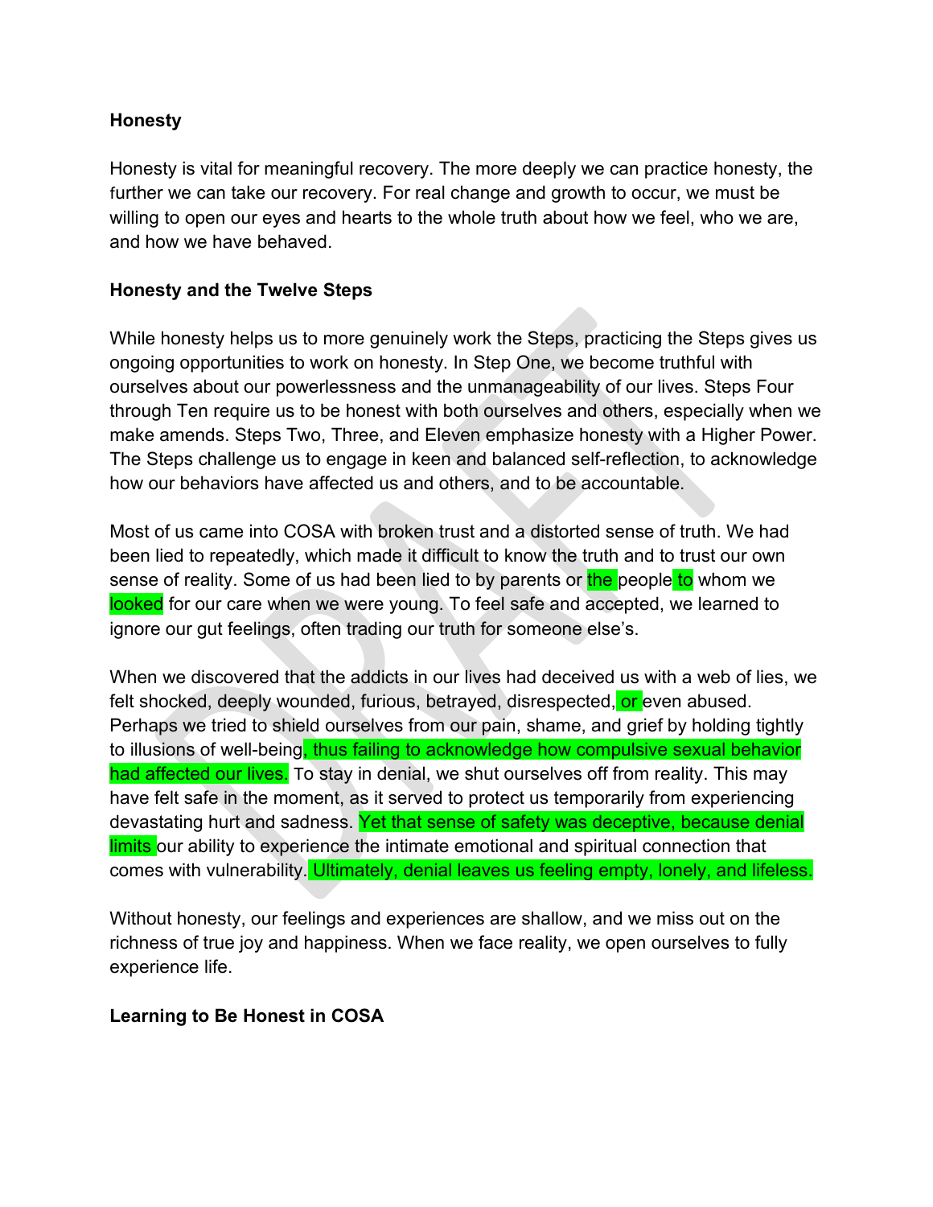**Honesty**

Honesty is vital for meaningful recovery. The more deeply we can practice honesty, the further we can take our recovery. For real change and growth to occur, we must be willing to open our eyes and hearts to the whole truth about how we feel, who we are, and how we have behaved.

**Honesty and the Twelve Steps**

While honesty helps us to more genuinely work the Steps, practicing the Steps gives us ongoing opportunities to work on honesty. In Step One, we become truthful with ourselves about our powerlessness and the unmanageability of our lives. Steps Four through Ten require us to be honest with both ourselves and others, especially when we make amends. Steps Two, Three, and Eleven emphasize honesty with a Higher Power. The Steps challenge us to engage in keen and balanced self-reflection, to acknowledge how our behaviors have affected us and others, and to be accountable.

Most of us came into COSA with broken trust and a distorted sense of truth. We had been lied to repeatedly, which made it difficult to know the truth and to trust our own sense of reality. Some of us had been lied to by parents or the people to whom we looked for our care when we were young. To feel safe and accepted, we learned to ignore our gut feelings, often trading our truth for someone else's.

When we discovered that the addicts in our lives had deceived us with a web of lies, we felt shocked, deeply wounded, furious, betrayed, disrespected, or even abused. Perhaps we tried to shield ourselves from our pain, shame, and grief by holding tightly to illusions of well-being, thus failing to acknowledge how compulsive sexual behavior had affected our lives. To stay in denial, we shut ourselves off from reality. This may have felt safe in the moment, as it served to protect us temporarily from experiencing devastating hurt and sadness. Yet that sense of safety was deceptive, because denial limits our ability to experience the intimate emotional and spiritual connection that comes with vulnerability. Ultimately, denial leaves us feeling empty, lonely, and lifeless.

Without honesty, our feelings and experiences are shallow, and we miss out on the richness of true joy and happiness. When we face reality, we open ourselves to fully experience life.

**Learning to Be Honest in COSA**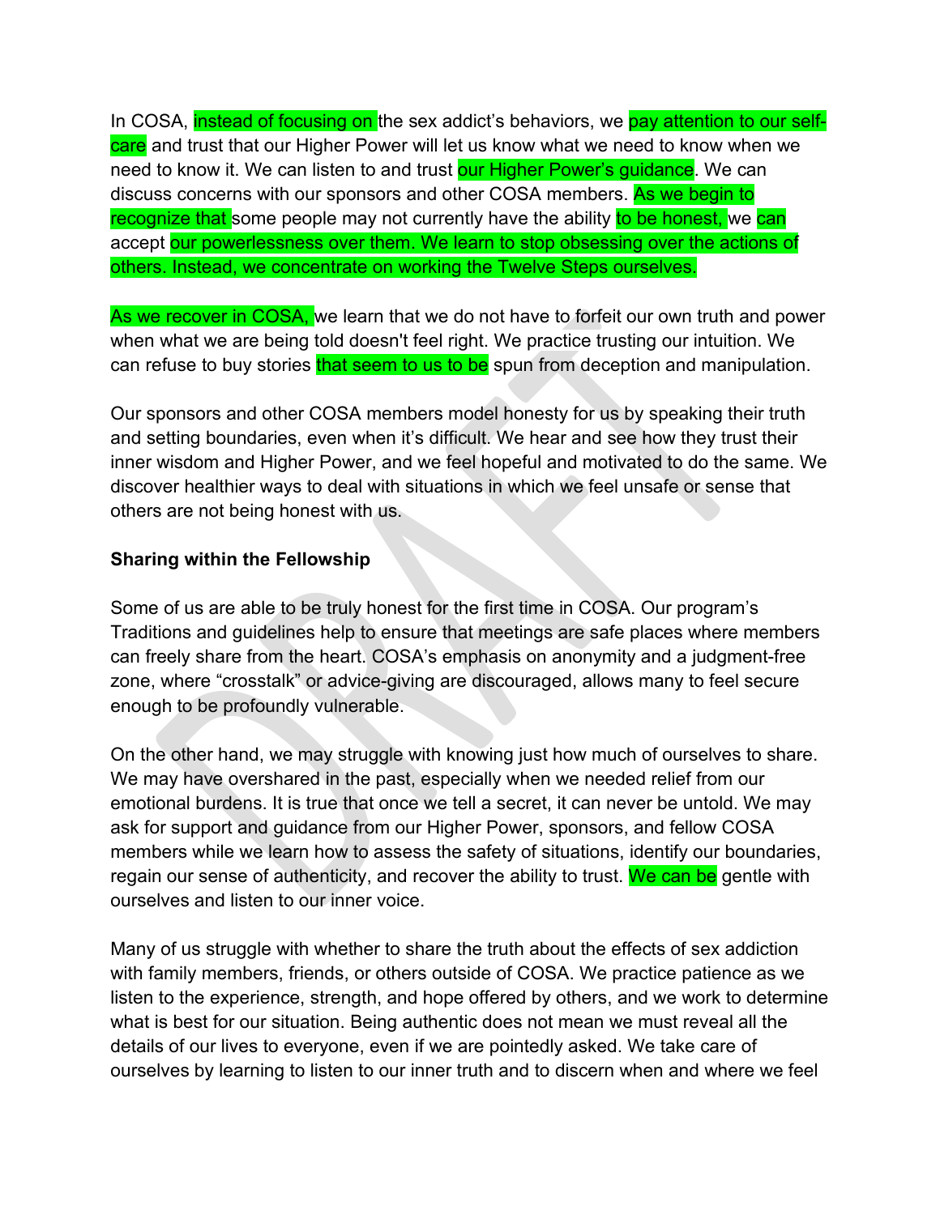In COSA, instead of focusing on the sex addict's behaviors, we pay attention to our self-care and trust that our Higher Power will let us know what we need to know when we need to know it. We can listen to and trust our Higher Power's guidance. We can discuss concerns with our sponsors and other COSA members. As we begin to recognize that some people may not currently have the ability to be honest, we can accept our powerlessness over them. We learn to stop obsessing over the actions of others. Instead, we concentrate on working the Twelve Steps ourselves.

As we recover in COSA, we learn that we do not have to forfeit our own truth and power when what we are being told doesn't feel right. We practice trusting our intuition. We can refuse to buy stories that seem to us to be spun from deception and manipulation.

Our sponsors and other COSA members model honesty for us by speaking their truth and setting boundaries, even when it's difficult. We hear and see how they trust their inner wisdom and Higher Power, and we feel hopeful and motivated to do the same. We discover healthier ways to deal with situations in which we feel unsafe or sense that others are not being honest with us.

**Sharing within the Fellowship**

Some of us are able to be truly honest for the first time in COSA. Our program's Traditions and guidelines help to ensure that meetings are safe places where members can freely share from the heart. COSA's emphasis on anonymity and a judgment-free zone, where "crosstalk" or advice-giving are discouraged, allows many to feel secure enough to be profoundly vulnerable.

On the other hand, we may struggle with knowing just how much of ourselves to share. We may have overshared in the past, especially when we needed relief from our emotional burdens. It is true that once we tell a secret, it can never be untold. We may ask for support and guidance from our Higher Power, sponsors, and fellow COSA members while we learn how to assess the safety of situations, identify our boundaries, regain our sense of authenticity, and recover the ability to trust. We can be gentle with ourselves and listen to our inner voice.

Many of us struggle with whether to share the truth about the effects of sex addiction with family members, friends, or others outside of COSA. We practice patience as we listen to the experience, strength, and hope offered by others, and we work to determine what is best for our situation. Being authentic does not mean we must reveal all the details of our lives to everyone, even if we are pointedly asked. We take care of ourselves by learning to listen to our inner truth and to discern when and where we feel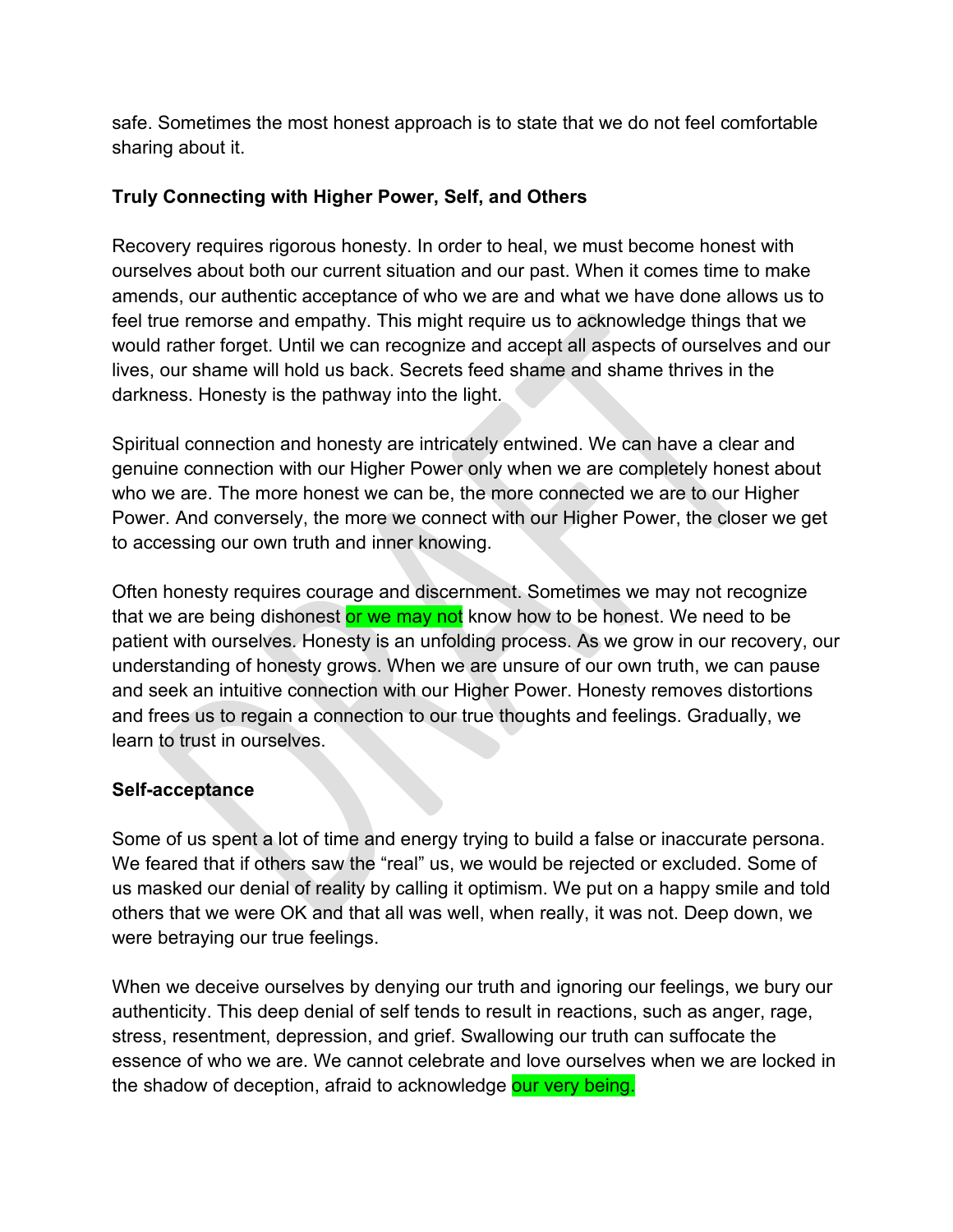safe. Sometimes the most honest approach is to state that we do not feel comfortable sharing about it.

**Truly Connecting with Higher Power, Self, and Others**

Recovery requires rigorous honesty. In order to heal, we must become honest with ourselves about both our current situation and our past. When it comes time to make amends, our authentic acceptance of who we are and what we have done allows us to feel true remorse and empathy. This might require us to acknowledge things that we would rather forget. Until we can recognize and accept all aspects of ourselves and our lives, our shame will hold us back. Secrets feed shame and shame thrives in the darkness. Honesty is the pathway into the light.

Spiritual connection and honesty are intricately entwined. We can have a clear and genuine connection with our Higher Power only when we are completely honest about who we are. The more honest we can be, the more connected we are to our Higher Power. And conversely, the more we connect with our Higher Power, the closer we get to accessing our own truth and inner knowing.

Often honesty requires courage and discernment. Sometimes we may not recognize that we are being dishonest or we may not know how to be honest. We need to be patient with ourselves. Honesty is an unfolding process. As we grow in our recovery, our understanding of honesty grows. When we are unsure of our own truth, we can pause and seek an intuitive connection with our Higher Power. Honesty removes distortions and frees us to regain a connection to our true thoughts and feelings. Gradually, we learn to trust in ourselves.

**Self-acceptance**

Some of us spent a lot of time and energy trying to build a false or inaccurate persona. We feared that if others saw the "real" us, we would be rejected or excluded. Some of us masked our denial of reality by calling it optimism. We put on a happy smile and told others that we were OK and that all was well, when really, it was not. Deep down, we were betraying our true feelings.

When we deceive ourselves by denying our truth and ignoring our feelings, we bury our authenticity. This deep denial of self tends to result in reactions, such as anger, rage, stress, resentment, depression, and grief. Swallowing our truth can suffocate the essence of who we are. We cannot celebrate and love ourselves when we are locked in the shadow of deception, afraid to acknowledge our very being.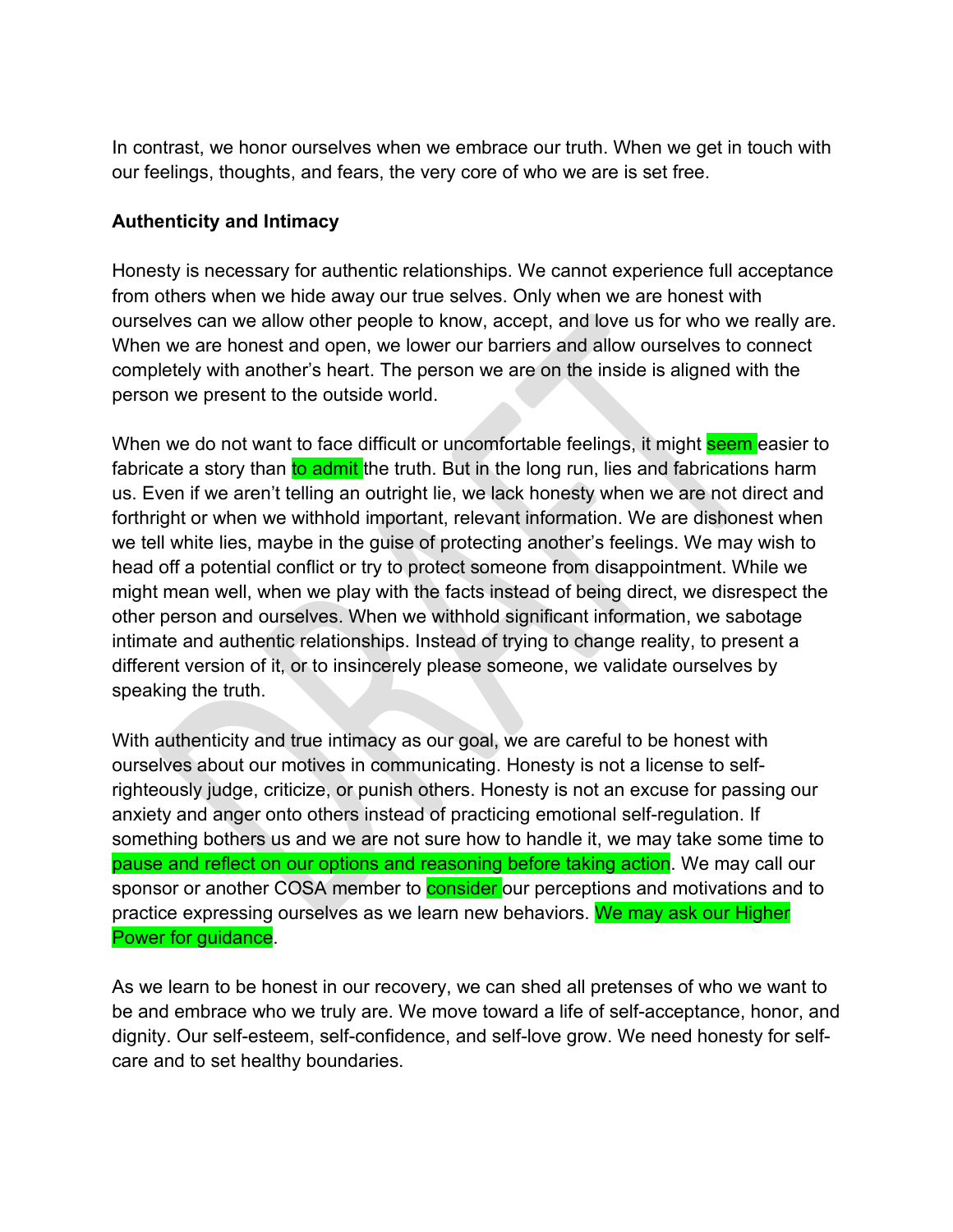In contrast, we honor ourselves when we embrace our truth. When we get in touch with our feelings, thoughts, and fears, the very core of who we are is set free.

**Authenticity and Intimacy**

Honesty is necessary for authentic relationships. We cannot experience full acceptance from others when we hide away our true selves. Only when we are honest with ourselves can we allow other people to know, accept, and love us for who we really are. When we are honest and open, we lower our barriers and allow ourselves to connect completely with another's heart. The person we are on the inside is aligned with the person we present to the outside world.

When we do not want to face difficult or uncomfortable feelings, it might seem easier to fabricate a story than to admit the truth. But in the long run, lies and fabrications harm us. Even if we aren't telling an outright lie, we lack honesty when we are not direct and forthright or when we withhold important, relevant information. We are dishonest when we tell white lies, maybe in the guise of protecting another's feelings. We may wish to head off a potential conflict or try to protect someone from disappointment. While we might mean well, when we play with the facts instead of being direct, we disrespect the other person and ourselves. When we withhold significant information, we sabotage intimate and authentic relationships. Instead of trying to change reality, to present a different version of it, or to insincerely please someone, we validate ourselves by speaking the truth.

With authenticity and true intimacy as our goal, we are careful to be honest with ourselves about our motives in communicating. Honesty is not a license to self-righteously judge, criticize, or punish others. Honesty is not an excuse for passing our anxiety and anger onto others instead of practicing emotional self-regulation. If something bothers us and we are not sure how to handle it, we may take some time to pause and reflect on our options and reasoning before taking action. We may call our sponsor or another COSA member to consider our perceptions and motivations and to practice expressing ourselves as we learn new behaviors. We may ask our Higher Power for guidance.

As we learn to be honest in our recovery, we can shed all pretenses of who we want to be and embrace who we truly are. We move toward a life of self-acceptance, honor, and dignity. Our self-esteem, self-confidence, and self-love grow. We need honesty for self-care and to set healthy boundaries.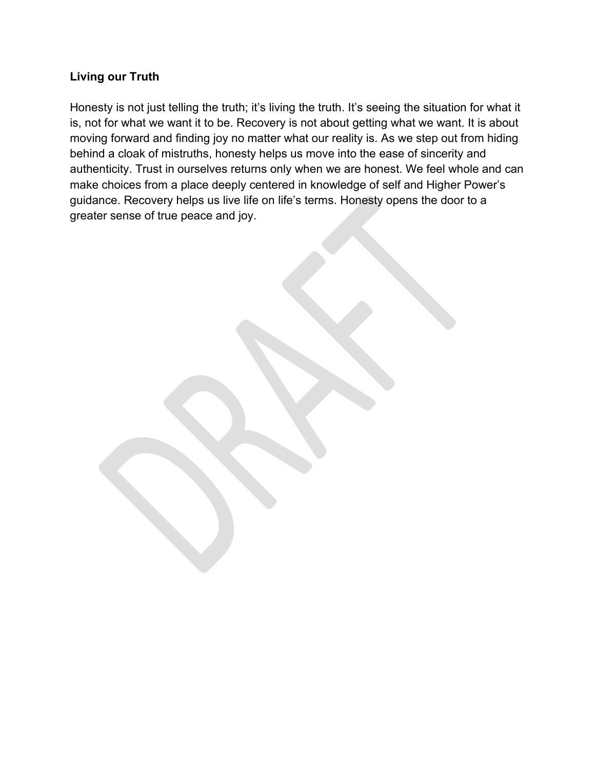**Living our Truth**

Honesty is not just telling the truth; it's living the truth. It's seeing the situation for what it is, not for what we want it to be. Recovery is not about getting what we want. It is about moving forward and finding joy no matter what our reality is. As we step out from hiding behind a cloak of mistruths, honesty helps us move into the ease of sincerity and authenticity. Trust in ourselves returns only when we are honest. We feel whole and can make choices from a place deeply centered in knowledge of self and Higher Power's guidance. Recovery helps us live life on life's terms. Honesty opens the door to a greater sense of true peace and joy.